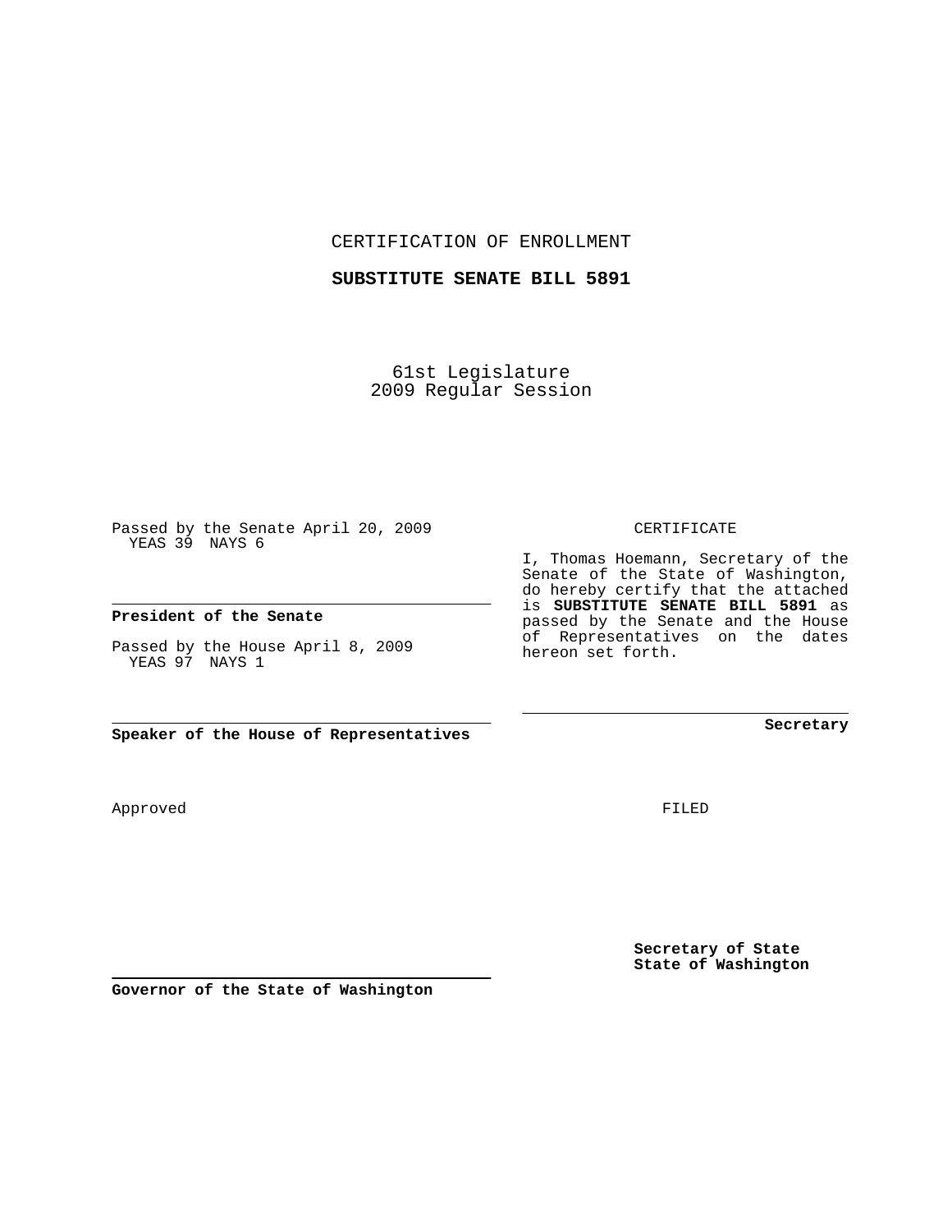CERTIFICATION OF ENROLLMENT

**SUBSTITUTE SENATE BILL 5891**

61st Legislature
2009 Regular Session

Passed by the Senate April 20, 2009
YEAS 39 NAYS 6

**President of the Senate**

Passed by the House April 8, 2009
YEAS 97 NAYS 1

**Speaker of the House of Representatives**

CERTIFICATE

I, Thomas Hoemann, Secretary of the Senate of the State of Washington, do hereby certify that the attached is **SUBSTITUTE SENATE BILL 5891** as passed by the Senate and the House of Representatives on the dates hereon set forth.

**Secretary**

Approved

FILED

**Secretary of State**
**State of Washington**

**Governor of the State of Washington**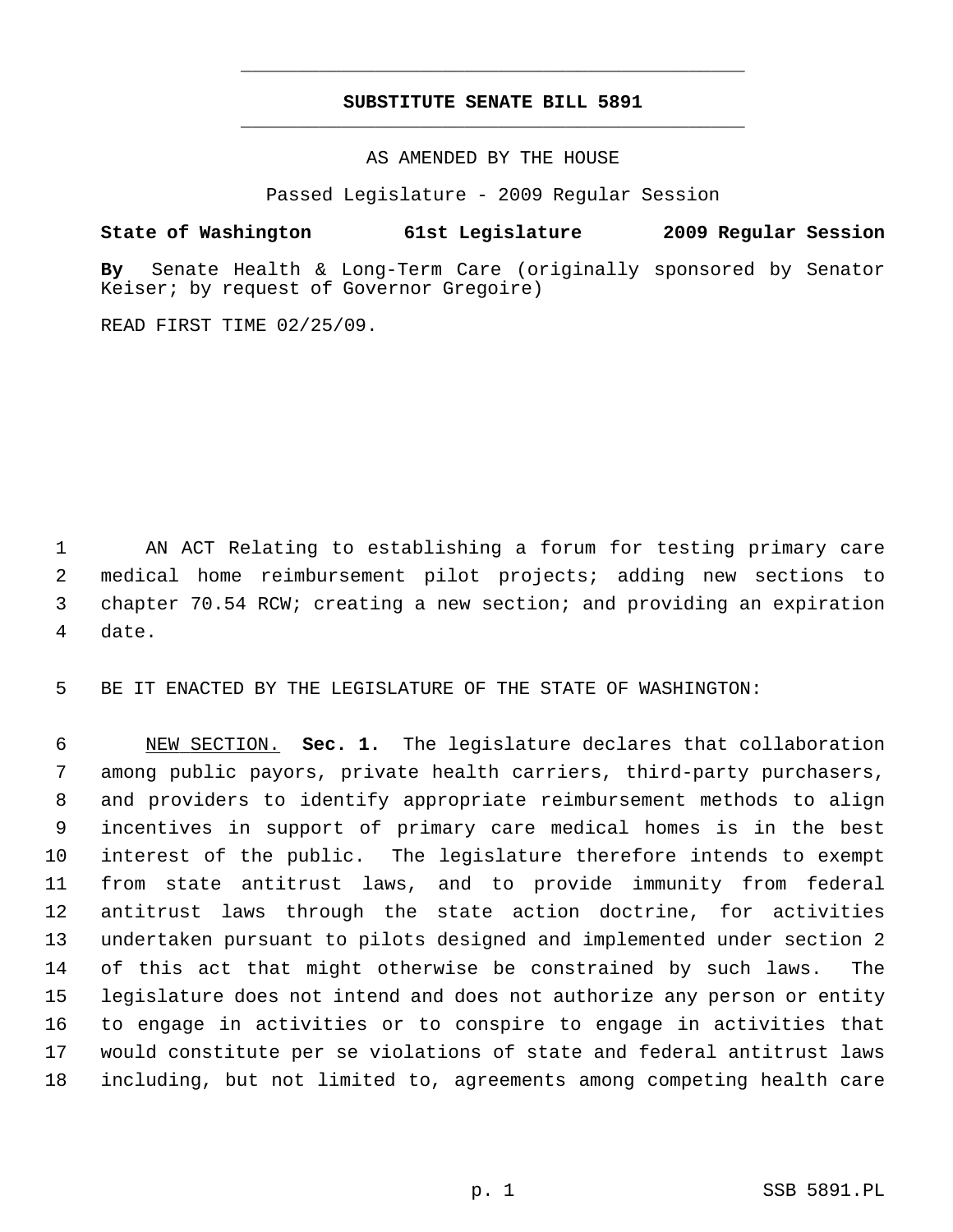# SUBSTITUTE SENATE BILL 5891

AS AMENDED BY THE HOUSE

Passed Legislature - 2009 Regular Session

**State of Washington 61st Legislature 2009 Regular Session**

**By** Senate Health & Long-Term Care (originally sponsored by Senator Keiser; by request of Governor Gregoire)

READ FIRST TIME 02/25/09.

AN ACT Relating to establishing a forum for testing primary care medical home reimbursement pilot projects; adding new sections to chapter 70.54 RCW; creating a new section; and providing an expiration date.

BE IT ENACTED BY THE LEGISLATURE OF THE STATE OF WASHINGTON:

NEW SECTION. **Sec. 1.** The legislature declares that collaboration among public payors, private health carriers, third-party purchasers, and providers to identify appropriate reimbursement methods to align incentives in support of primary care medical homes is in the best interest of the public. The legislature therefore intends to exempt from state antitrust laws, and to provide immunity from federal antitrust laws through the state action doctrine, for activities undertaken pursuant to pilots designed and implemented under section 2 of this act that might otherwise be constrained by such laws. The legislature does not intend and does not authorize any person or entity to engage in activities or to conspire to engage in activities that would constitute per se violations of state and federal antitrust laws including, but not limited to, agreements among competing health care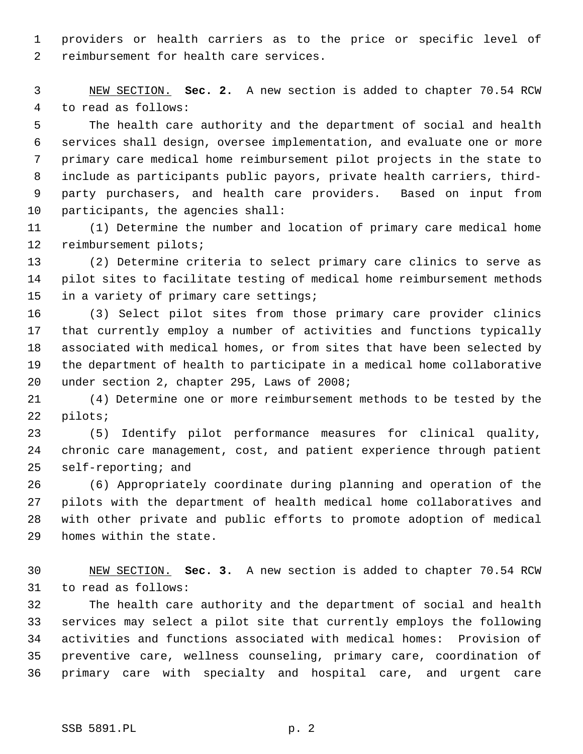providers or health carriers as to the price or specific level of reimbursement for health care services.

NEW SECTION. **Sec. 2.** A new section is added to chapter 70.54 RCW to read as follows:

The health care authority and the department of social and health services shall design, oversee implementation, and evaluate one or more primary care medical home reimbursement pilot projects in the state to include as participants public payors, private health carriers, third-party purchasers, and health care providers. Based on input from participants, the agencies shall:

(1) Determine the number and location of primary care medical home reimbursement pilots;

(2) Determine criteria to select primary care clinics to serve as pilot sites to facilitate testing of medical home reimbursement methods in a variety of primary care settings;

(3) Select pilot sites from those primary care provider clinics that currently employ a number of activities and functions typically associated with medical homes, or from sites that have been selected by the department of health to participate in a medical home collaborative under section 2, chapter 295, Laws of 2008;

(4) Determine one or more reimbursement methods to be tested by the pilots;

(5) Identify pilot performance measures for clinical quality, chronic care management, cost, and patient experience through patient self-reporting; and

(6) Appropriately coordinate during planning and operation of the pilots with the department of health medical home collaboratives and with other private and public efforts to promote adoption of medical homes within the state.

NEW SECTION. **Sec. 3.** A new section is added to chapter 70.54 RCW to read as follows:

The health care authority and the department of social and health services may select a pilot site that currently employs the following activities and functions associated with medical homes: Provision of preventive care, wellness counseling, primary care, coordination of primary care with specialty and hospital care, and urgent care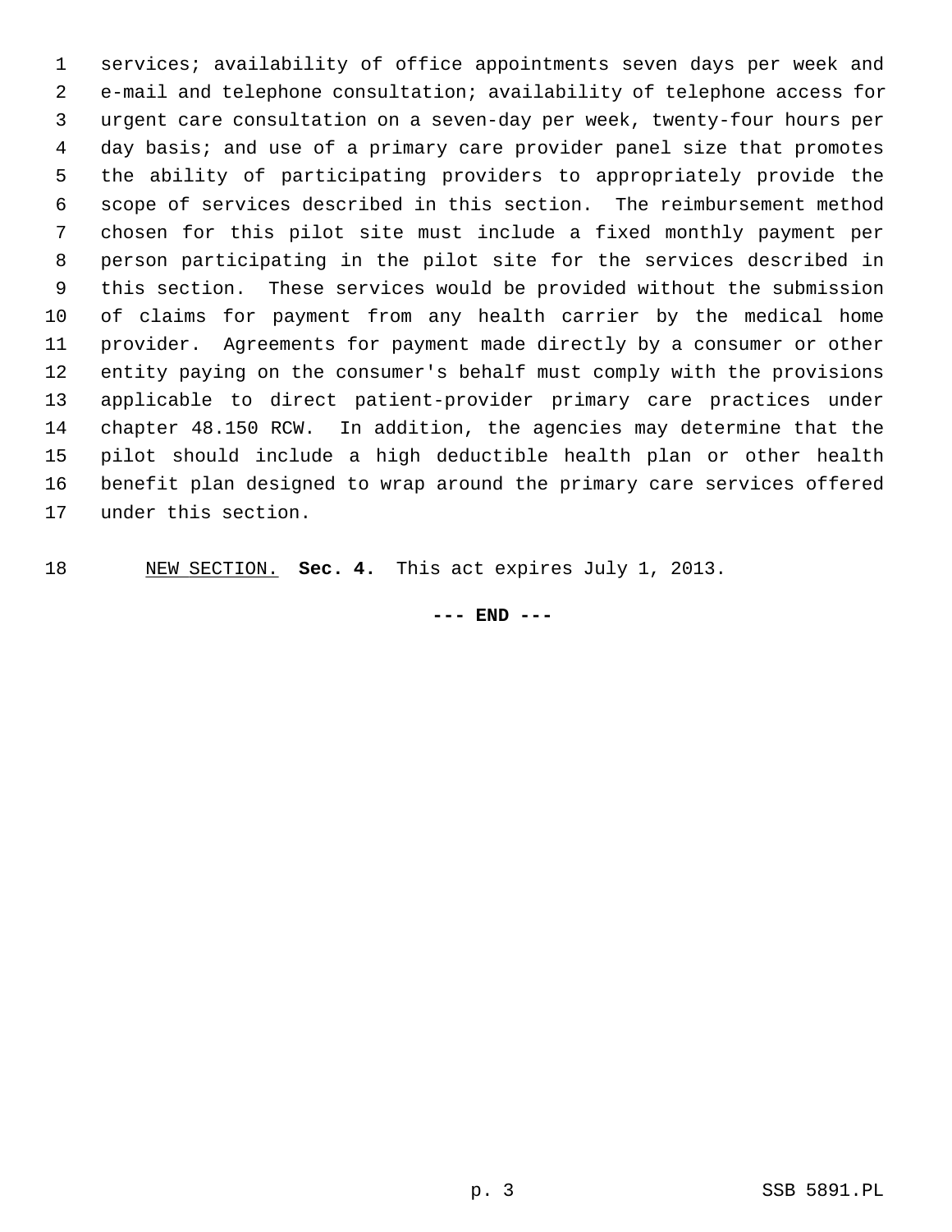services; availability of office appointments seven days per week and e-mail and telephone consultation; availability of telephone access for urgent care consultation on a seven-day per week, twenty-four hours per day basis; and use of a primary care provider panel size that promotes the ability of participating providers to appropriately provide the scope of services described in this section. The reimbursement method chosen for this pilot site must include a fixed monthly payment per person participating in the pilot site for the services described in this section. These services would be provided without the submission of claims for payment from any health carrier by the medical home provider. Agreements for payment made directly by a consumer or other entity paying on the consumer's behalf must comply with the provisions applicable to direct patient-provider primary care practices under chapter 48.150 RCW. In addition, the agencies may determine that the pilot should include a high deductible health plan or other health benefit plan designed to wrap around the primary care services offered under this section.

NEW SECTION. **Sec. 4.** This act expires July 1, 2013.

**--- END ---**